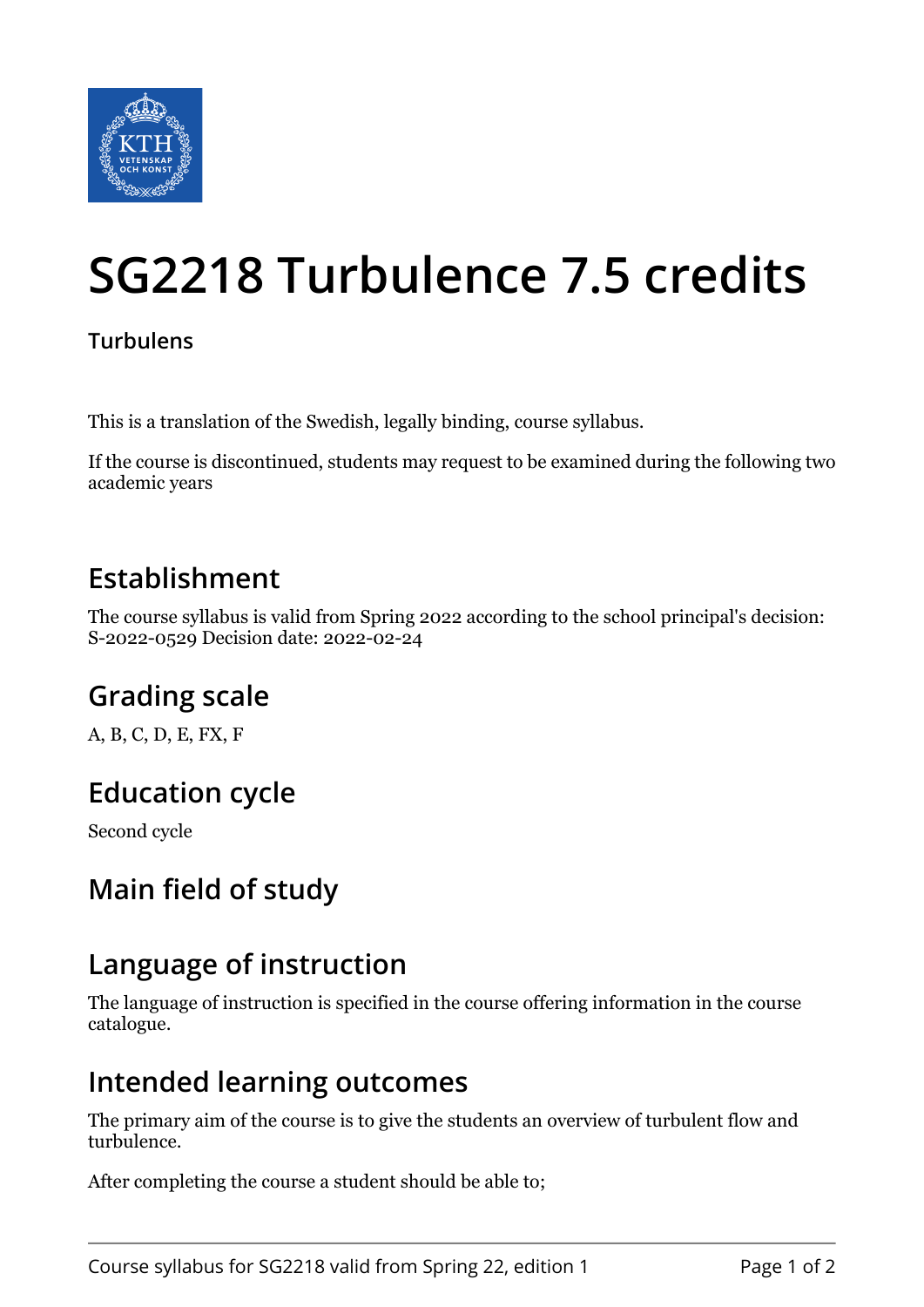# SG2218 Turbulence 7.5 credits

**Turbulens**

This is a translation of the Swedish, legally binding, course syllabus.

If the course is discontinued, students may request to be examined during the following two academic years

## Establishment

The course syllabus is valid from Spring 2022 according to the school principal's decision: S-2022-0529 Decision date: 2022-02-24

## Grading scale

A, B, C, D, E, FX, F

## Education cycle

Second cycle

## Main field of study

## Language of instruction

The language of instruction is specified in the course offering information in the course catalogue.

## Intended learning outcomes

The primary aim of the course is to give the students an overview of turbulent flow and turbulence.

After completing the course a student should be able to;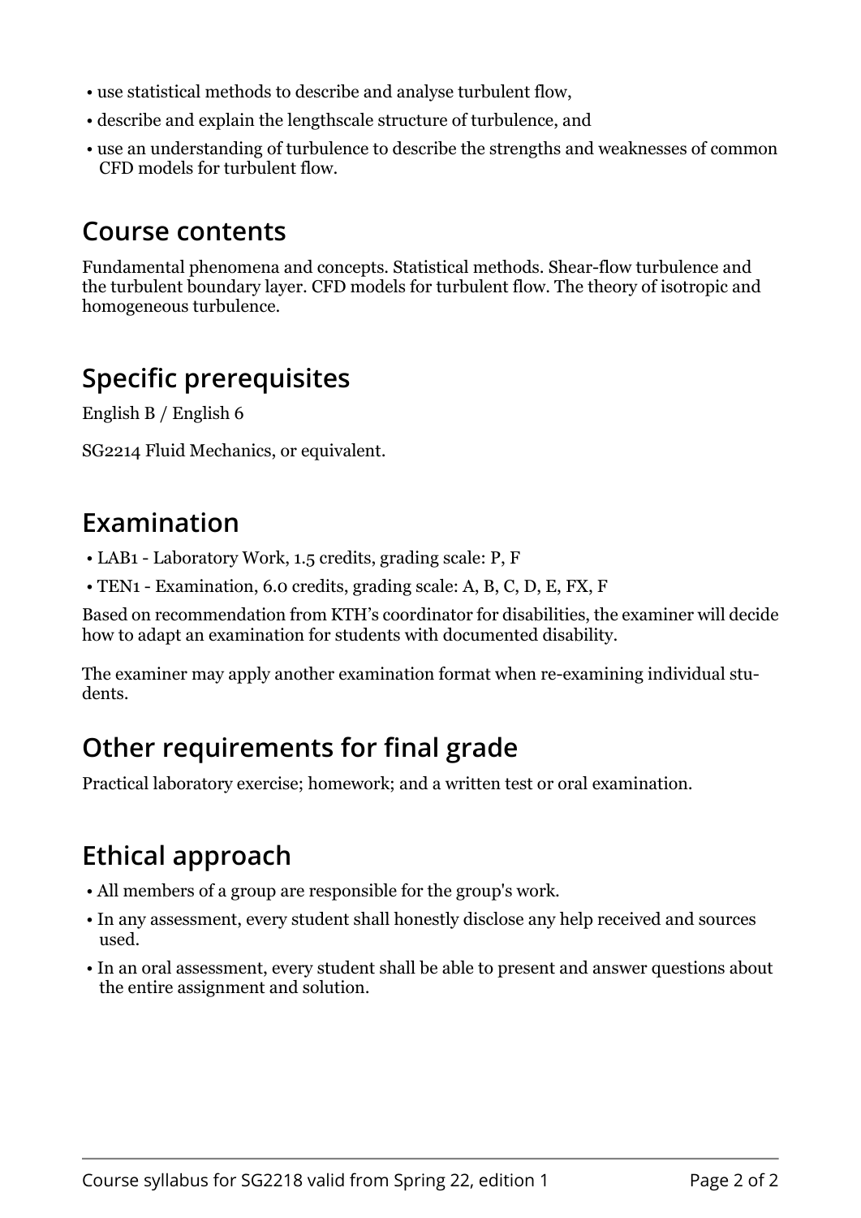- use statistical methods to describe and analyse turbulent flow,
- describe and explain the lengthscale structure of turbulence, and
- use an understanding of turbulence to describe the strengths and weaknesses of common CFD models for turbulent flow.

## Course contents

Fundamental phenomena and concepts. Statistical methods. Shear-flow turbulence and the turbulent boundary layer. CFD models for turbulent flow. The theory of isotropic and homogeneous turbulence.

## Specific prerequisites

English B / English 6

SG2214 Fluid Mechanics, or equivalent.

## Examination

- LAB1 - Laboratory Work, 1.5 credits, grading scale: P, F
- TEN1 - Examination, 6.0 credits, grading scale: A, B, C, D, E, FX, F

Based on recommendation from KTH's coordinator for disabilities, the examiner will decide how to adapt an examination for students with documented disability.

The examiner may apply another examination format when re-examining individual students.

## Other requirements for final grade

Practical laboratory exercise; homework; and a written test or oral examination.

## Ethical approach

- All members of a group are responsible for the group's work.
- In any assessment, every student shall honestly disclose any help received and sources used.
- In an oral assessment, every student shall be able to present and answer questions about the entire assignment and solution.